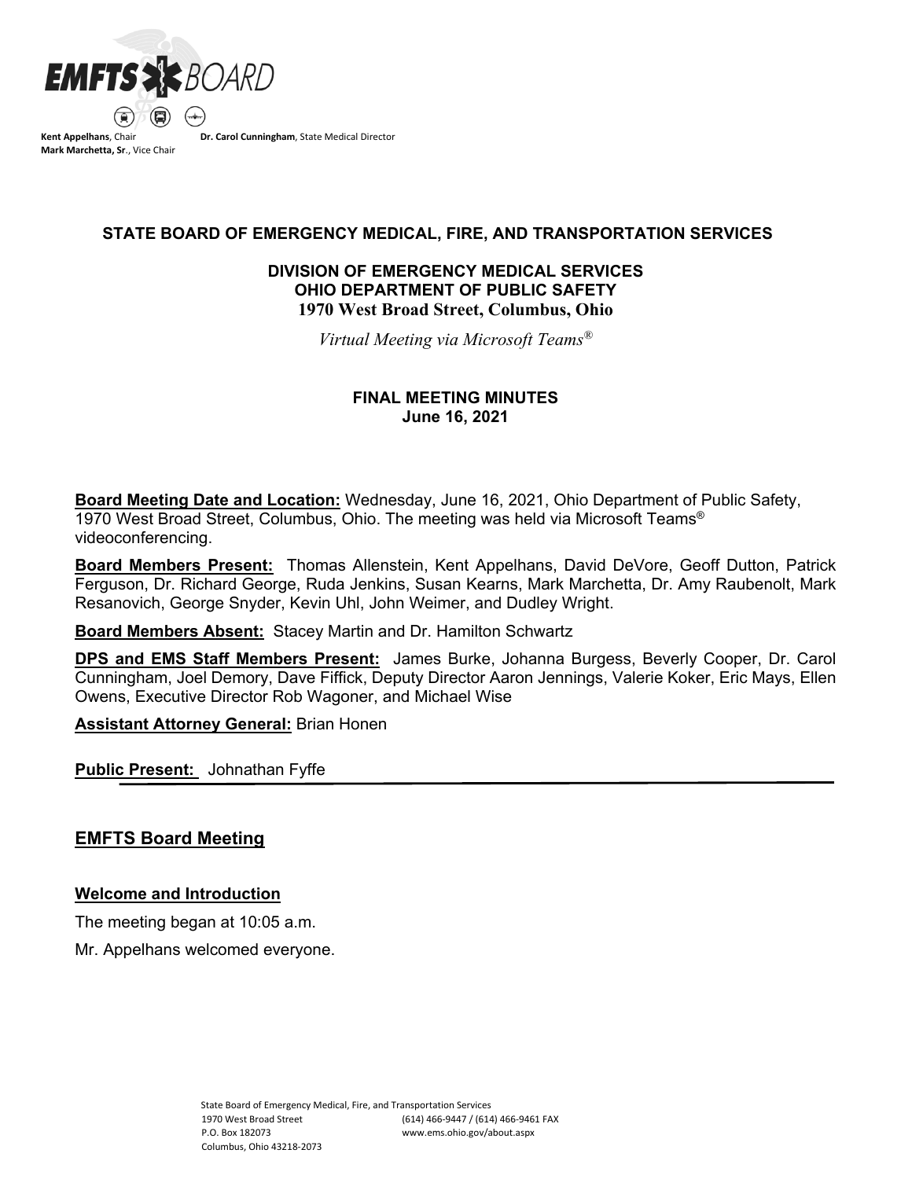**Kent Appelhans**, Chair
**Mark Marchetta, Sr**., Vice Chair
**Dr. Carol Cunningham**, State Medical Director

# STATE BOARD OF EMERGENCY MEDICAL, FIRE, AND TRANSPORTATION SERVICES

## DIVISION OF EMERGENCY MEDICAL SERVICES
## OHIO DEPARTMENT OF PUBLIC SAFETY
## 1970 West Broad Street, Columbus, Ohio

*Virtual Meeting via Microsoft Teams®*

## FINAL MEETING MINUTES
## June 16, 2021

**Board Meeting Date and Location:** Wednesday, June 16, 2021, Ohio Department of Public Safety, 1970 West Broad Street, Columbus, Ohio. The meeting was held via Microsoft Teams® videoconferencing.

**Board Members Present:** Thomas Allenstein, Kent Appelhans, David DeVore, Geoff Dutton, Patrick Ferguson, Dr. Richard George, Ruda Jenkins, Susan Kearns, Mark Marchetta, Dr. Amy Raubenolt, Mark Resanovich, George Snyder, Kevin Uhl, John Weimer, and Dudley Wright.

**Board Members Absent:** Stacey Martin and Dr. Hamilton Schwartz

**DPS and EMS Staff Members Present:** James Burke, Johanna Burgess, Beverly Cooper, Dr. Carol Cunningham, Joel Demory, Dave Fiffick, Deputy Director Aaron Jennings, Valerie Koker, Eric Mays, Ellen Owens, Executive Director Rob Wagoner, and Michael Wise

**Assistant Attorney General:** Brian Honen

**Public Present:** Johnathan Fyffe

## EMFTS Board Meeting

### Welcome and Introduction

The meeting began at 10:05 a.m.

Mr. Appelhans welcomed everyone.

State Board of Emergency Medical, Fire, and Transportation Services
1970 West Broad Street
P.O. Box 182073
Columbus, Ohio 43218-2073
(614) 466-9447 / (614) 466-9461 FAX
www.ems.ohio.gov/about.aspx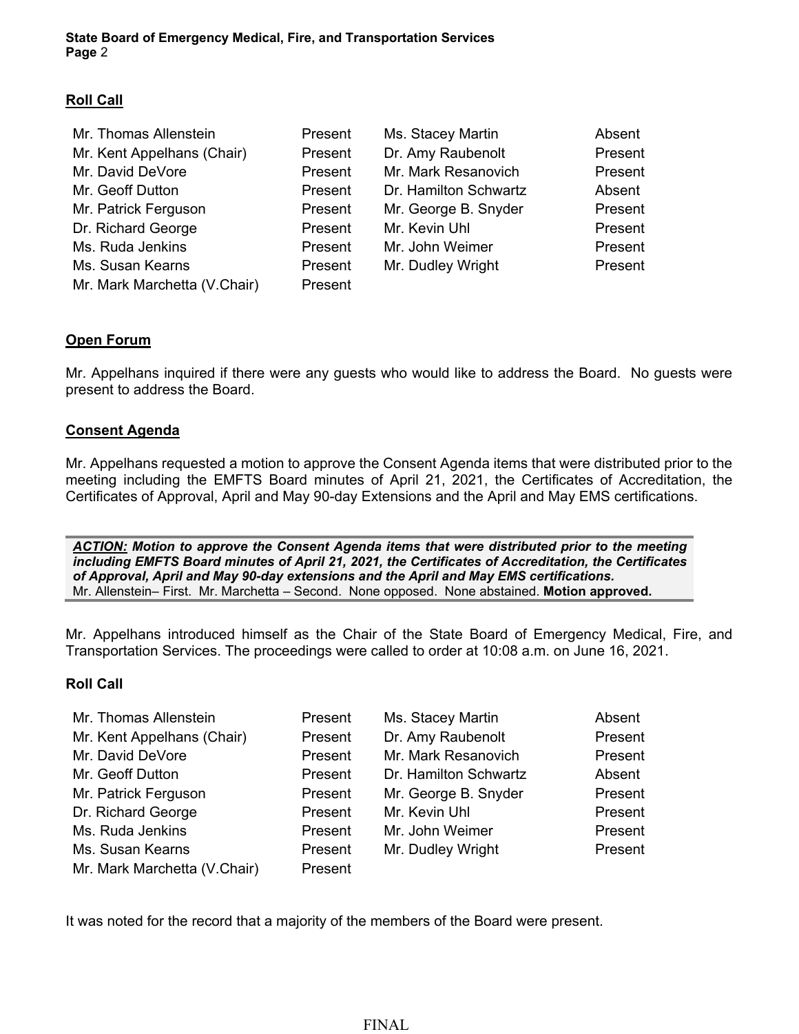## Roll Call

| | | | |
|---|---|---|---|
| Mr. Thomas Allenstein | Present | Ms. Stacey Martin | Absent |
| Mr. Kent Appelhans (Chair) | Present | Dr. Amy Raubenolt | Present |
| Mr. David DeVore | Present | Mr. Mark Resanovich | Present |
| Mr. Geoff Dutton | Present | Dr. Hamilton Schwartz | Absent |
| Mr. Patrick Ferguson | Present | Mr. George B. Snyder | Present |
| Dr. Richard George | Present | Mr. Kevin Uhl | Present |
| Ms. Ruda Jenkins | Present | Mr. John Weimer | Present |
| Ms. Susan Kearns | Present | Mr. Dudley Wright | Present |
| Mr. Mark Marchetta (V.Chair) | Present | | |

## Open Forum

Mr. Appelhans inquired if there were any guests who would like to address the Board. No guests were present to address the Board.

## Consent Agenda

Mr. Appelhans requested a motion to approve the Consent Agenda items that were distributed prior to the meeting including the EMFTS Board minutes of April 21, 2021, the Certificates of Accreditation, the Certificates of Approval, April and May 90-day Extensions and the April and May EMS certifications.

***ACTION:*** ***Motion to approve the Consent Agenda items that were distributed prior to the meeting including EMFTS Board minutes of April 21, 2021, the Certificates of Accreditation, the Certificates of Approval, April and May 90-day extensions and the April and May EMS certifications.***
Mr. Allenstein– First. Mr. Marchetta – Second. None opposed. None abstained. **Motion approved.**

Mr. Appelhans introduced himself as the Chair of the State Board of Emergency Medical, Fire, and Transportation Services. The proceedings were called to order at 10:08 a.m. on June 16, 2021.

**Roll Call**

| | | | |
|---|---|---|---|
| Mr. Thomas Allenstein | Present | Ms. Stacey Martin | Absent |
| Mr. Kent Appelhans (Chair) | Present | Dr. Amy Raubenolt | Present |
| Mr. David DeVore | Present | Mr. Mark Resanovich | Present |
| Mr. Geoff Dutton | Present | Dr. Hamilton Schwartz | Absent |
| Mr. Patrick Ferguson | Present | Mr. George B. Snyder | Present |
| Dr. Richard George | Present | Mr. Kevin Uhl | Present |
| Ms. Ruda Jenkins | Present | Mr. John Weimer | Present |
| Ms. Susan Kearns | Present | Mr. Dudley Wright | Present |
| Mr. Mark Marchetta (V.Chair) | Present | | |

It was noted for the record that a majority of the members of the Board were present.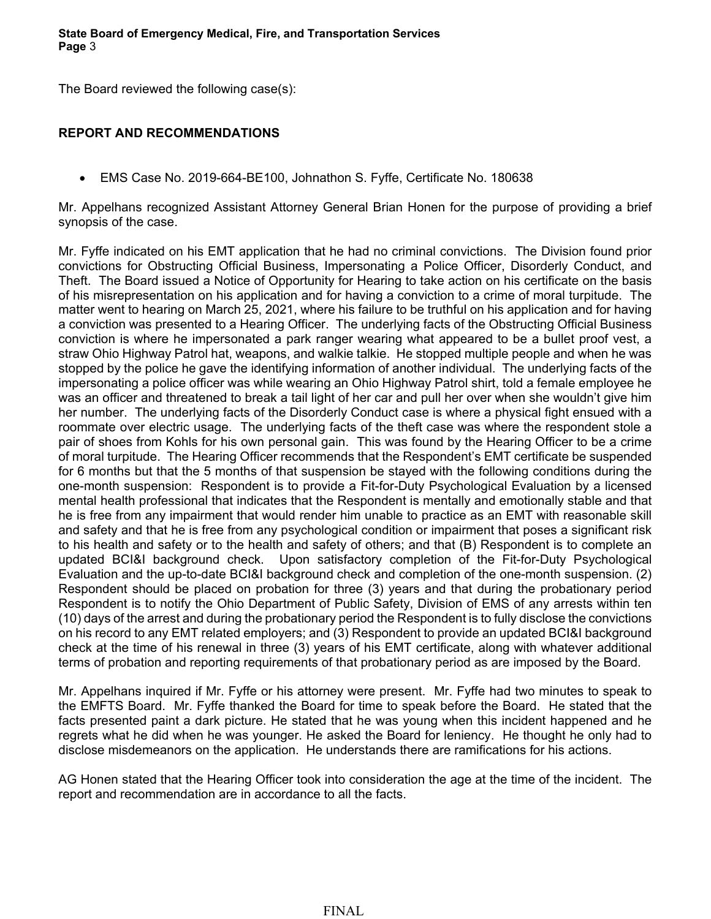The Board reviewed the following case(s):

**REPORT AND RECOMMENDATIONS**

- EMS Case No. 2019-664-BE100, Johnathon S. Fyffe, Certificate No. 180638

Mr. Appelhans recognized Assistant Attorney General Brian Honen for the purpose of providing a brief synopsis of the case.

Mr. Fyffe indicated on his EMT application that he had no criminal convictions. The Division found prior convictions for Obstructing Official Business, Impersonating a Police Officer, Disorderly Conduct, and Theft. The Board issued a Notice of Opportunity for Hearing to take action on his certificate on the basis of his misrepresentation on his application and for having a conviction to a crime of moral turpitude. The matter went to hearing on March 25, 2021, where his failure to be truthful on his application and for having a conviction was presented to a Hearing Officer. The underlying facts of the Obstructing Official Business conviction is where he impersonated a park ranger wearing what appeared to be a bullet proof vest, a straw Ohio Highway Patrol hat, weapons, and walkie talkie. He stopped multiple people and when he was stopped by the police he gave the identifying information of another individual. The underlying facts of the impersonating a police officer was while wearing an Ohio Highway Patrol shirt, told a female employee he was an officer and threatened to break a tail light of her car and pull her over when she wouldn't give him her number. The underlying facts of the Disorderly Conduct case is where a physical fight ensued with a roommate over electric usage. The underlying facts of the theft case was where the respondent stole a pair of shoes from Kohls for his own personal gain. This was found by the Hearing Officer to be a crime of moral turpitude. The Hearing Officer recommends that the Respondent's EMT certificate be suspended for 6 months but that the 5 months of that suspension be stayed with the following conditions during the one-month suspension: Respondent is to provide a Fit-for-Duty Psychological Evaluation by a licensed mental health professional that indicates that the Respondent is mentally and emotionally stable and that he is free from any impairment that would render him unable to practice as an EMT with reasonable skill and safety and that he is free from any psychological condition or impairment that poses a significant risk to his health and safety or to the health and safety of others; and that (B) Respondent is to complete an updated BCI&I background check. Upon satisfactory completion of the Fit-for-Duty Psychological Evaluation and the up-to-date BCI&I background check and completion of the one-month suspension. (2) Respondent should be placed on probation for three (3) years and that during the probationary period Respondent is to notify the Ohio Department of Public Safety, Division of EMS of any arrests within ten (10) days of the arrest and during the probationary period the Respondent is to fully disclose the convictions on his record to any EMT related employers; and (3) Respondent to provide an updated BCI&I background check at the time of his renewal in three (3) years of his EMT certificate, along with whatever additional terms of probation and reporting requirements of that probationary period as are imposed by the Board.

Mr. Appelhans inquired if Mr. Fyffe or his attorney were present. Mr. Fyffe had two minutes to speak to the EMFTS Board. Mr. Fyffe thanked the Board for time to speak before the Board. He stated that the facts presented paint a dark picture. He stated that he was young when this incident happened and he regrets what he did when he was younger. He asked the Board for leniency. He thought he only had to disclose misdemeanors on the application. He understands there are ramifications for his actions.

AG Honen stated that the Hearing Officer took into consideration the age at the time of the incident. The report and recommendation are in accordance to all the facts.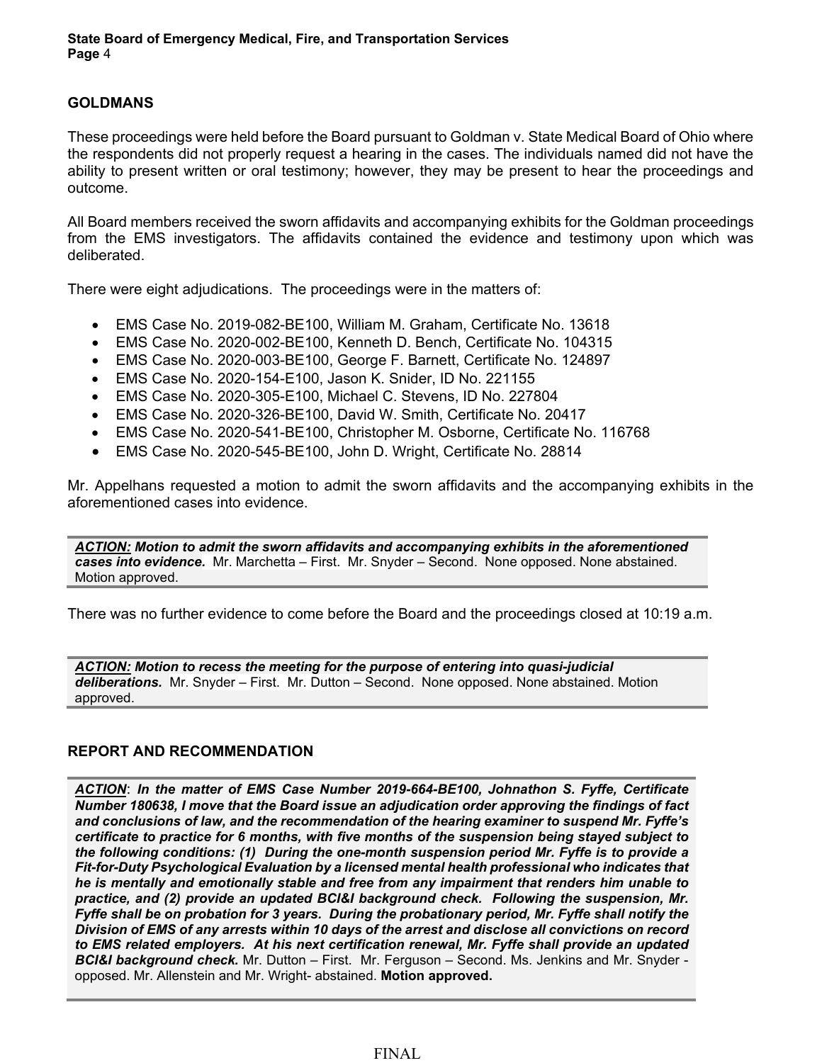## GOLDMANS

These proceedings were held before the Board pursuant to Goldman v. State Medical Board of Ohio where the respondents did not properly request a hearing in the cases. The individuals named did not have the ability to present written or oral testimony; however, they may be present to hear the proceedings and outcome.

All Board members received the sworn affidavits and accompanying exhibits for the Goldman proceedings from the EMS investigators. The affidavits contained the evidence and testimony upon which was deliberated.

There were eight adjudications. The proceedings were in the matters of:

- EMS Case No. 2019-082-BE100, William M. Graham, Certificate No. 13618
- EMS Case No. 2020-002-BE100, Kenneth D. Bench, Certificate No. 104315
- EMS Case No. 2020-003-BE100, George F. Barnett, Certificate No. 124897
- EMS Case No. 2020-154-E100, Jason K. Snider, ID No. 221155
- EMS Case No. 2020-305-E100, Michael C. Stevens, ID No. 227804
- EMS Case No. 2020-326-BE100, David W. Smith, Certificate No. 20417
- EMS Case No. 2020-541-BE100, Christopher M. Osborne, Certificate No. 116768
- EMS Case No. 2020-545-BE100, John D. Wright, Certificate No. 28814

Mr. Appelhans requested a motion to admit the sworn affidavits and the accompanying exhibits in the aforementioned cases into evidence.

***ACTION:* Motion to admit the sworn affidavits and accompanying exhibits in the aforementioned cases into evidence.** Mr. Marchetta – First. Mr. Snyder – Second. None opposed. None abstained. Motion approved.

There was no further evidence to come before the Board and the proceedings closed at 10:19 a.m.

***ACTION:* Motion to recess the meeting for the purpose of entering into quasi-judicial deliberations.** Mr. Snyder – First. Mr. Dutton – Second. None opposed. None abstained. Motion approved.

## REPORT AND RECOMMENDATION

***ACTION*: *In the matter of EMS Case Number 2019-664-BE100, Johnathon S. Fyffe, Certificate Number 180638, I move that the Board issue an adjudication order approving the findings of fact and conclusions of law, and the recommendation of the hearing examiner to suspend Mr. Fyffe's certificate to practice for 6 months, with five months of the suspension being stayed subject to the following conditions: (1) During the one-month suspension period Mr. Fyffe is to provide a Fit-for-Duty Psychological Evaluation by a licensed mental health professional who indicates that he is mentally and emotionally stable and free from any impairment that renders him unable to practice, and (2) provide an updated BCI&I background check. Following the suspension, Mr. Fyffe shall be on probation for 3 years. During the probationary period, Mr. Fyffe shall notify the Division of EMS of any arrests within 10 days of the arrest and disclose all convictions on record to EMS related employers. At his next certification renewal, Mr. Fyffe shall provide an updated BCI&I background check.*** Mr. Dutton – First. Mr. Ferguson – Second. Ms. Jenkins and Mr. Snyder - opposed. Mr. Allenstein and Mr. Wright- abstained. **Motion approved.**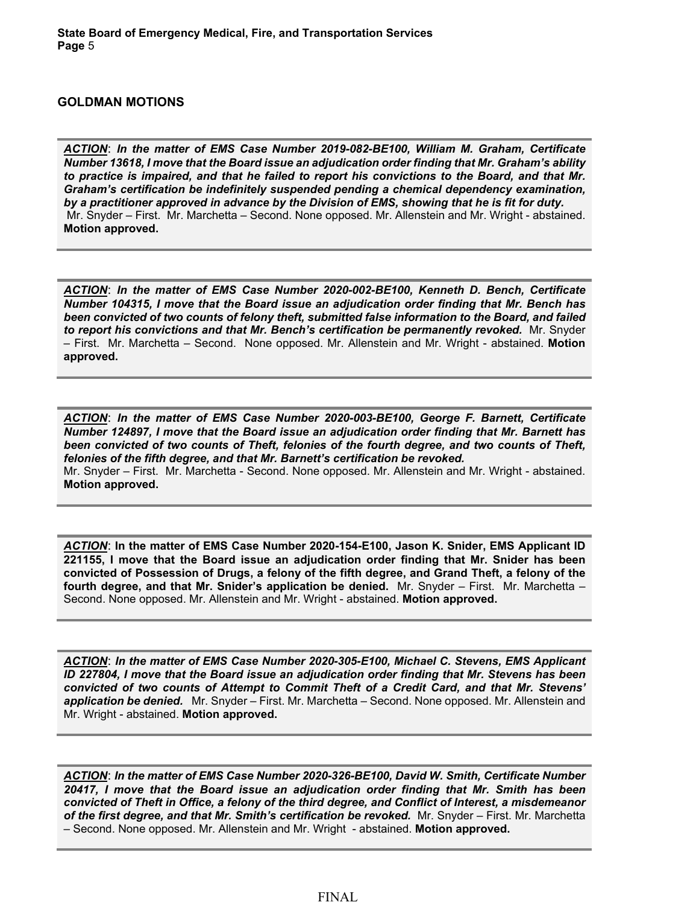## GOLDMAN MOTIONS

***ACTION***: ***In the matter of EMS Case Number 2019-082-BE100, William M. Graham, Certificate Number 13618, I move that the Board issue an adjudication order finding that Mr. Graham's ability to practice is impaired, and that he failed to report his convictions to the Board, and that Mr. Graham's certification be indefinitely suspended pending a chemical dependency examination, by a practitioner approved in advance by the Division of EMS, showing that he is fit for duty.*** Mr. Snyder – First. Mr. Marchetta – Second. None opposed. Mr. Allenstein and Mr. Wright - abstained. **Motion approved.**

***ACTION***: ***In the matter of EMS Case Number 2020-002-BE100, Kenneth D. Bench, Certificate Number 104315, I move that the Board issue an adjudication order finding that Mr. Bench has been convicted of two counts of felony theft, submitted false information to the Board, and failed to report his convictions and that Mr. Bench's certification be permanently revoked.*** Mr. Snyder – First. Mr. Marchetta – Second. None opposed. Mr. Allenstein and Mr. Wright - abstained. **Motion approved.**

***ACTION***: ***In the matter of EMS Case Number 2020-003-BE100, George F. Barnett, Certificate Number 124897, I move that the Board issue an adjudication order finding that Mr. Barnett has been convicted of two counts of Theft, felonies of the fourth degree, and two counts of Theft, felonies of the fifth degree, and that Mr. Barnett's certification be revoked.***
Mr. Snyder – First. Mr. Marchetta - Second. None opposed. Mr. Allenstein and Mr. Wright - abstained. **Motion approved.**

***ACTION***: **In the matter of EMS Case Number 2020-154-E100, Jason K. Snider, EMS Applicant ID 221155, I move that the Board issue an adjudication order finding that Mr. Snider has been convicted of Possession of Drugs, a felony of the fifth degree, and Grand Theft, a felony of the fourth degree, and that Mr. Snider's application be denied.** Mr. Snyder – First. Mr. Marchetta – Second. None opposed. Mr. Allenstein and Mr. Wright - abstained. **Motion approved.**

***ACTION***: ***In the matter of EMS Case Number 2020-305-E100, Michael C. Stevens, EMS Applicant ID 227804, I move that the Board issue an adjudication order finding that Mr. Stevens has been convicted of two counts of Attempt to Commit Theft of a Credit Card, and that Mr. Stevens' application be denied.*** Mr. Snyder – First. Mr. Marchetta – Second. None opposed. Mr. Allenstein and Mr. Wright - abstained. **Motion approved.**

***ACTION***: ***In the matter of EMS Case Number 2020-326-BE100, David W. Smith, Certificate Number 20417, I move that the Board issue an adjudication order finding that Mr. Smith has been convicted of Theft in Office, a felony of the third degree, and Conflict of Interest, a misdemeanor of the first degree, and that Mr. Smith's certification be revoked.*** Mr. Snyder – First. Mr. Marchetta – Second. None opposed. Mr. Allenstein and Mr. Wright - abstained. **Motion approved.**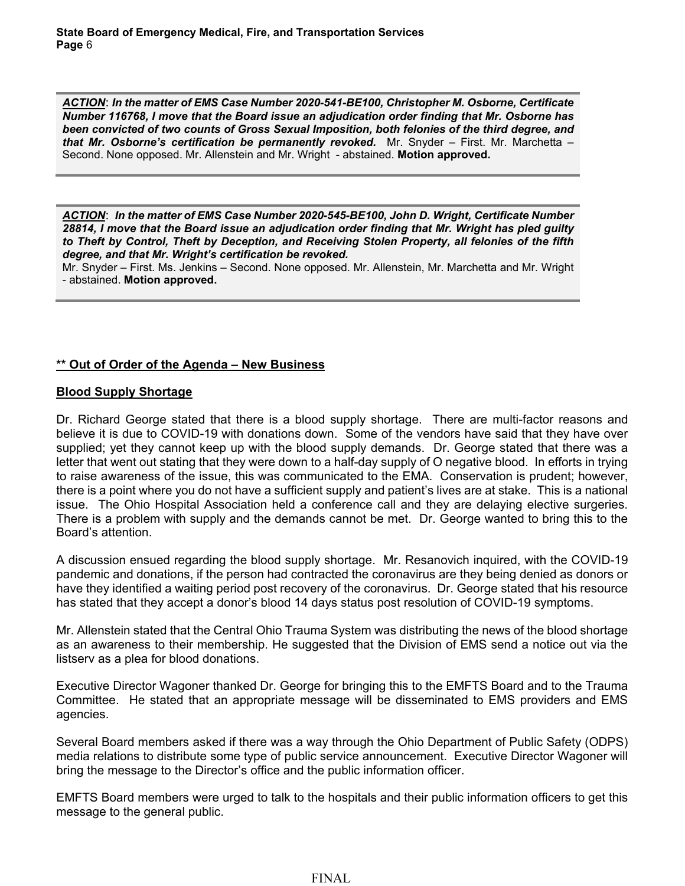***ACTION***: ***In the matter of EMS Case Number 2020-541-BE100, Christopher M. Osborne, Certificate Number 116768, I move that the Board issue an adjudication order finding that Mr. Osborne has been convicted of two counts of Gross Sexual Imposition, both felonies of the third degree, and that Mr. Osborne's certification be permanently revoked.*** Mr. Snyder – First. Mr. Marchetta – Second. None opposed. Mr. Allenstein and Mr. Wright - abstained. **Motion approved.**

***ACTION***: ***In the matter of EMS Case Number 2020-545-BE100, John D. Wright, Certificate Number 28814, I move that the Board issue an adjudication order finding that Mr. Wright has pled guilty to Theft by Control, Theft by Deception, and Receiving Stolen Property, all felonies of the fifth degree, and that Mr. Wright's certification be revoked.***
Mr. Snyder – First. Ms. Jenkins – Second. None opposed. Mr. Allenstein, Mr. Marchetta and Mr. Wright - abstained. **Motion approved.**

**<u>** Out of Order of the Agenda – New Business</u>**

**<u>Blood Supply Shortage</u>**

Dr. Richard George stated that there is a blood supply shortage. There are multi-factor reasons and believe it is due to COVID-19 with donations down. Some of the vendors have said that they have over supplied; yet they cannot keep up with the blood supply demands. Dr. George stated that there was a letter that went out stating that they were down to a half-day supply of O negative blood. In efforts in trying to raise awareness of the issue, this was communicated to the EMA. Conservation is prudent; however, there is a point where you do not have a sufficient supply and patient's lives are at stake. This is a national issue. The Ohio Hospital Association held a conference call and they are delaying elective surgeries. There is a problem with supply and the demands cannot be met. Dr. George wanted to bring this to the Board's attention.

A discussion ensued regarding the blood supply shortage. Mr. Resanovich inquired, with the COVID-19 pandemic and donations, if the person had contracted the coronavirus are they being denied as donors or have they identified a waiting period post recovery of the coronavirus. Dr. George stated that his resource has stated that they accept a donor's blood 14 days status post resolution of COVID-19 symptoms.

Mr. Allenstein stated that the Central Ohio Trauma System was distributing the news of the blood shortage as an awareness to their membership. He suggested that the Division of EMS send a notice out via the listserv as a plea for blood donations.

Executive Director Wagoner thanked Dr. George for bringing this to the EMFTS Board and to the Trauma Committee. He stated that an appropriate message will be disseminated to EMS providers and EMS agencies.

Several Board members asked if there was a way through the Ohio Department of Public Safety (ODPS) media relations to distribute some type of public service announcement. Executive Director Wagoner will bring the message to the Director's office and the public information officer.

EMFTS Board members were urged to talk to the hospitals and their public information officers to get this message to the general public.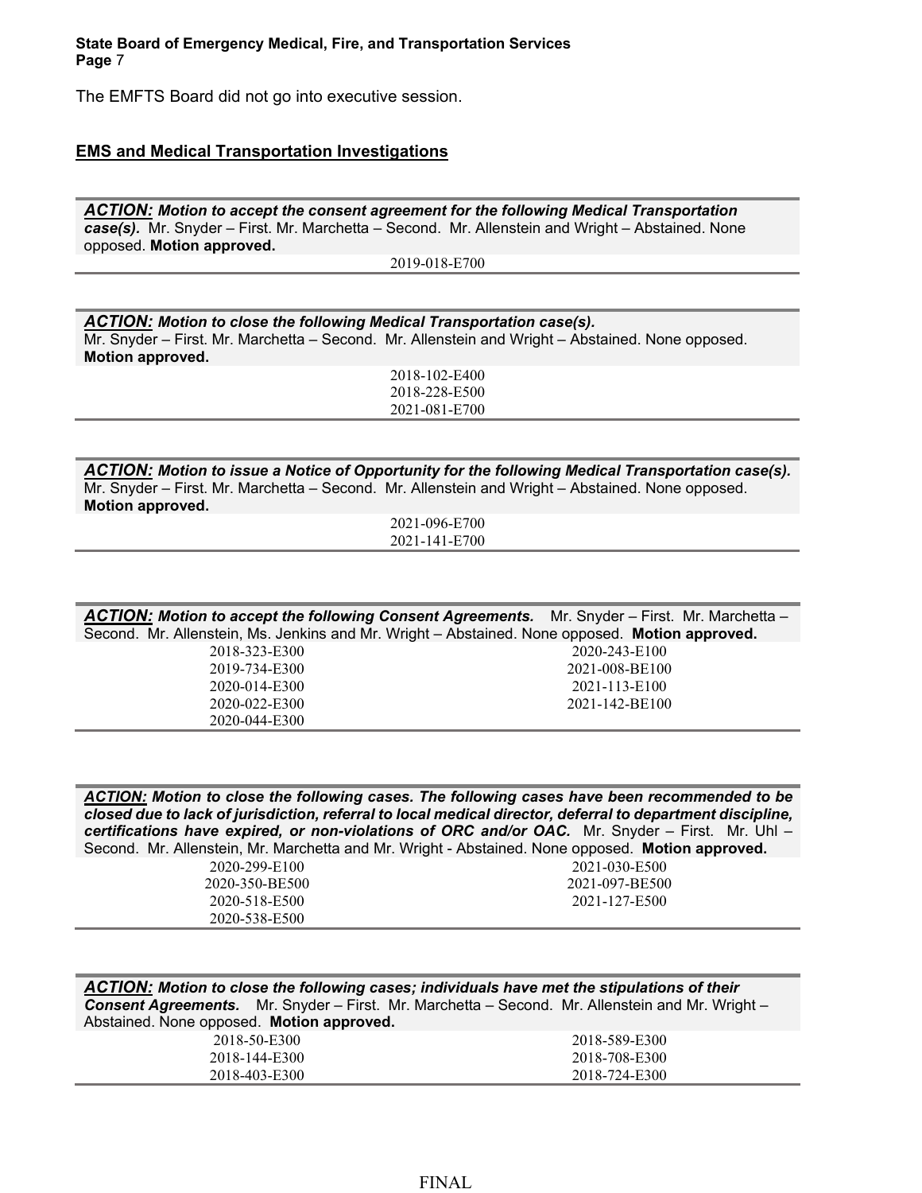The EMFTS Board did not go into executive session.

## EMS and Medical Transportation Investigations

***ACTION:*** ***Motion to accept the consent agreement for the following Medical Transportation case(s).*** Mr. Snyder – First. Mr. Marchetta – Second. Mr. Allenstein and Wright – Abstained. None opposed. **Motion approved.**

2019-018-E700

***ACTION:*** ***Motion to close the following Medical Transportation case(s).*** Mr. Snyder – First. Mr. Marchetta – Second. Mr. Allenstein and Wright – Abstained. None opposed. **Motion approved.**

2018-102-E400
2018-228-E500
2021-081-E700

***ACTION:*** ***Motion to issue a Notice of Opportunity for the following Medical Transportation case(s).*** Mr. Snyder – First. Mr. Marchetta – Second. Mr. Allenstein and Wright – Abstained. None opposed. **Motion approved.**

2021-096-E700
2021-141-E700

***ACTION:*** ***Motion to accept the following Consent Agreements.*** Mr. Snyder – First. Mr. Marchetta – Second. Mr. Allenstein, Ms. Jenkins and Mr. Wright – Abstained. None opposed. **Motion approved.**

| | |
|---|---|
| 2018-323-E300 | 2020-243-E100 |
| 2019-734-E300 | 2021-008-BE100 |
| 2020-014-E300 | 2021-113-E100 |
| 2020-022-E300 | 2021-142-BE100 |
| 2020-044-E300 | |

***ACTION:*** ***Motion to close the following cases. The following cases have been recommended to be closed due to lack of jurisdiction, referral to local medical director, deferral to department discipline, certifications have expired, or non-violations of ORC and/or OAC.*** Mr. Snyder – First. Mr. Uhl – Second. Mr. Allenstein, Mr. Marchetta and Mr. Wright - Abstained. None opposed. **Motion approved.**

| | |
|---|---|
| 2020-299-E100 | 2021-030-E500 |
| 2020-350-BE500 | 2021-097-BE500 |
| 2020-518-E500 | 2021-127-E500 |
| 2020-538-E500 | |

***ACTION:*** ***Motion to close the following cases; individuals have met the stipulations of their Consent Agreements.*** Mr. Snyder – First. Mr. Marchetta – Second. Mr. Allenstein and Mr. Wright – Abstained. None opposed. **Motion approved.**

| | |
|---|---|
| 2018-50-E300 | 2018-589-E300 |
| 2018-144-E300 | 2018-708-E300 |
| 2018-403-E300 | 2018-724-E300 |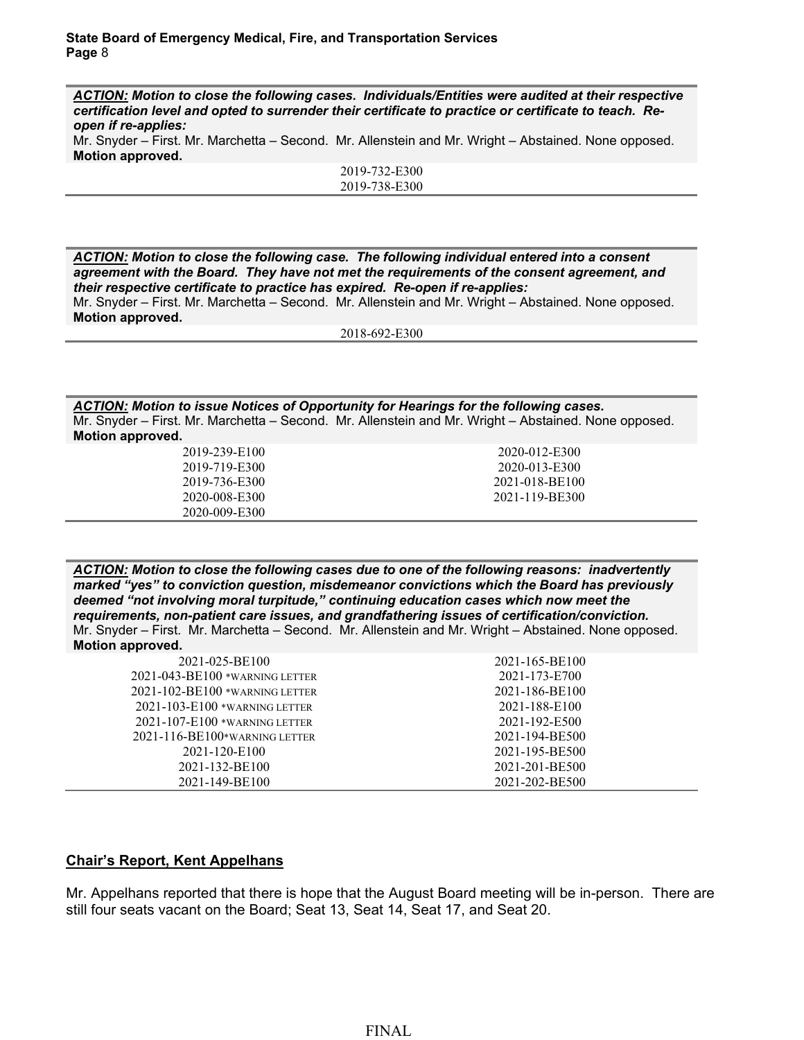***ACTION:* Motion to close the following cases. Individuals/Entities were audited at their respective certification level and opted to surrender their certificate to practice or certificate to teach. Re-open if re-applies:**
Mr. Snyder – First. Mr. Marchetta – Second. Mr. Allenstein and Mr. Wright – Abstained. None opposed. **Motion approved.**

2019-732-E300
2019-738-E300

***ACTION:* Motion to close the following case. The following individual entered into a consent agreement with the Board. They have not met the requirements of the consent agreement, and their respective certificate to practice has expired. Re-open if re-applies:**
Mr. Snyder – First. Mr. Marchetta – Second. Mr. Allenstein and Mr. Wright – Abstained. None opposed. **Motion approved.**

2018-692-E300

***ACTION:* Motion to issue Notices of Opportunity for Hearings for the following cases.**
Mr. Snyder – First. Mr. Marchetta – Second. Mr. Allenstein and Mr. Wright – Abstained. None opposed. **Motion approved.**

| | |
|---|---|
| 2019-239-E100 | 2020-012-E300 |
| 2019-719-E300 | 2020-013-E300 |
| 2019-736-E300 | 2021-018-BE100 |
| 2020-008-E300 | 2021-119-BE300 |
| 2020-009-E300 | |

***ACTION:* Motion to close the following cases due to one of the following reasons: inadvertently marked "yes" to conviction question, misdemeanor convictions which the Board has previously deemed "not involving moral turpitude," continuing education cases which now meet the requirements, non-patient care issues, and grandfathering issues of certification/conviction.**
Mr. Snyder – First. Mr. Marchetta – Second. Mr. Allenstein and Mr. Wright – Abstained. None opposed. **Motion approved.**

| | |
|---|---|
| 2021-025-BE100 | 2021-165-BE100 |
| 2021-043-BE100 *WARNING LETTER | 2021-173-E700 |
| 2021-102-BE100 *WARNING LETTER | 2021-186-BE100 |
| 2021-103-E100 *WARNING LETTER | 2021-188-E100 |
| 2021-107-E100 *WARNING LETTER | 2021-192-E500 |
| 2021-116-BE100*WARNING LETTER | 2021-194-BE500 |
| 2021-120-E100 | 2021-195-BE500 |
| 2021-132-BE100 | 2021-201-BE500 |
| 2021-149-BE100 | 2021-202-BE500 |

## Chair's Report, Kent Appelhans

Mr. Appelhans reported that there is hope that the August Board meeting will be in-person. There are still four seats vacant on the Board; Seat 13, Seat 14, Seat 17, and Seat 20.

FINAL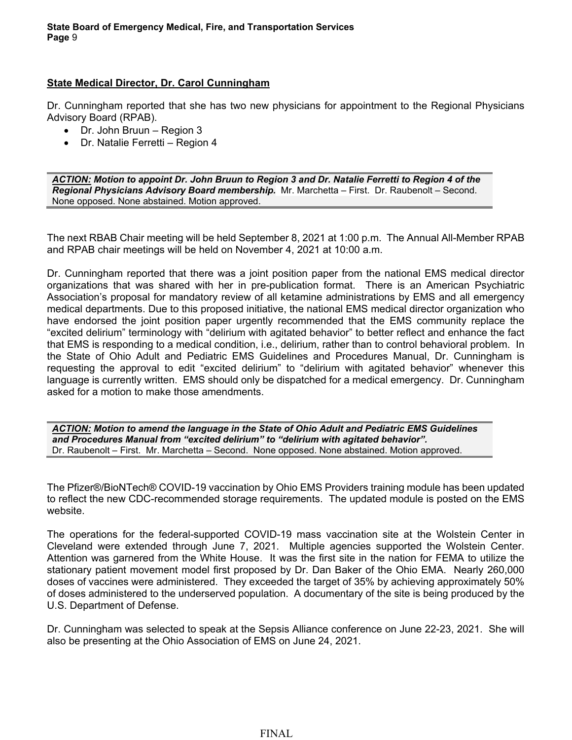**State Medical Director, Dr. Carol Cunningham**

Dr. Cunningham reported that she has two new physicians for appointment to the Regional Physicians Advisory Board (RPAB).

- Dr. John Bruun – Region 3
- Dr. Natalie Ferretti – Region 4

***ACTION:* *Motion to appoint Dr. John Bruun to Region 3 and Dr. Natalie Ferretti to Region 4 of the Regional Physicians Advisory Board membership.*** Mr. Marchetta – First. Dr. Raubenolt – Second. None opposed. None abstained. Motion approved.

The next RBAB Chair meeting will be held September 8, 2021 at 1:00 p.m. The Annual All-Member RPAB and RPAB chair meetings will be held on November 4, 2021 at 10:00 a.m.

Dr. Cunningham reported that there was a joint position paper from the national EMS medical director organizations that was shared with her in pre-publication format. There is an American Psychiatric Association's proposal for mandatory review of all ketamine administrations by EMS and all emergency medical departments. Due to this proposed initiative, the national EMS medical director organization who have endorsed the joint position paper urgently recommended that the EMS community replace the "excited delirium" terminology with "delirium with agitated behavior" to better reflect and enhance the fact that EMS is responding to a medical condition, i.e., delirium, rather than to control behavioral problem. In the State of Ohio Adult and Pediatric EMS Guidelines and Procedures Manual, Dr. Cunningham is requesting the approval to edit "excited delirium" to "delirium with agitated behavior" whenever this language is currently written. EMS should only be dispatched for a medical emergency. Dr. Cunningham asked for a motion to make those amendments.

***ACTION:* *Motion to amend the language in the State of Ohio Adult and Pediatric EMS Guidelines and Procedures Manual from "excited delirium" to "delirium with agitated behavior".***
Dr. Raubenolt – First. Mr. Marchetta – Second. None opposed. None abstained. Motion approved.

The Pfizer®/BioNTech® COVID-19 vaccination by Ohio EMS Providers training module has been updated to reflect the new CDC-recommended storage requirements. The updated module is posted on the EMS website.

The operations for the federal-supported COVID-19 mass vaccination site at the Wolstein Center in Cleveland were extended through June 7, 2021. Multiple agencies supported the Wolstein Center. Attention was garnered from the White House. It was the first site in the nation for FEMA to utilize the stationary patient movement model first proposed by Dr. Dan Baker of the Ohio EMA. Nearly 260,000 doses of vaccines were administered. They exceeded the target of 35% by achieving approximately 50% of doses administered to the underserved population. A documentary of the site is being produced by the U.S. Department of Defense.

Dr. Cunningham was selected to speak at the Sepsis Alliance conference on June 22-23, 2021. She will also be presenting at the Ohio Association of EMS on June 24, 2021.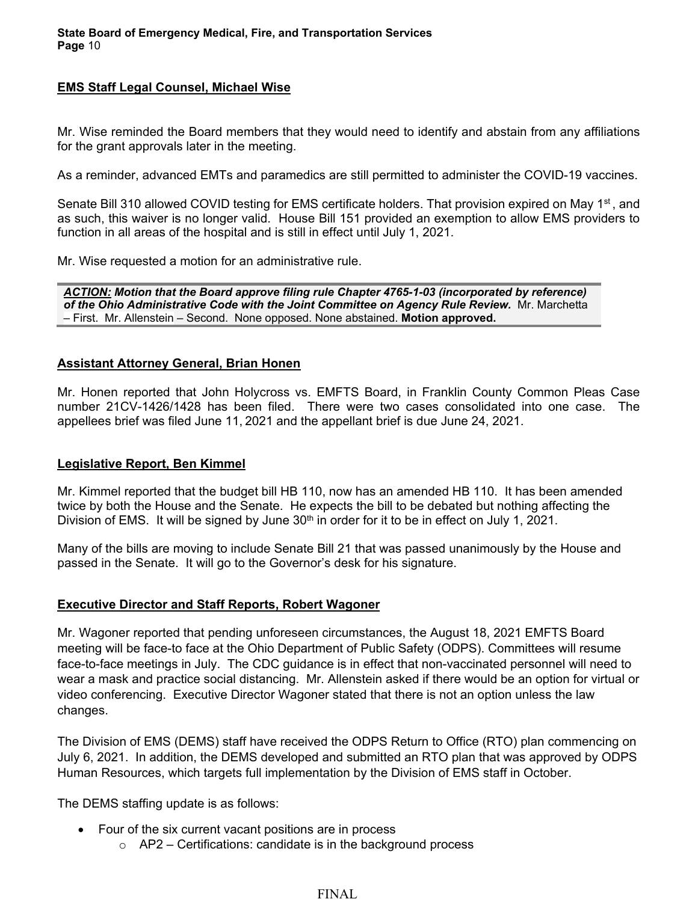**EMS Staff Legal Counsel, Michael Wise**

Mr. Wise reminded the Board members that they would need to identify and abstain from any affiliations for the grant approvals later in the meeting.

As a reminder, advanced EMTs and paramedics are still permitted to administer the COVID-19 vaccines.

Senate Bill 310 allowed COVID testing for EMS certificate holders. That provision expired on May 1st, and as such, this waiver is no longer valid. House Bill 151 provided an exemption to allow EMS providers to function in all areas of the hospital and is still in effect until July 1, 2021.

Mr. Wise requested a motion for an administrative rule.

> ***ACTION:*** ***Motion that the Board approve filing rule Chapter 4765-1-03 (incorporated by reference) of the Ohio Administrative Code with the Joint Committee on Agency Rule Review.*** Mr. Marchetta – First. Mr. Allenstein – Second. None opposed. None abstained. **Motion approved.**

**Assistant Attorney General, Brian Honen**

Mr. Honen reported that John Holycross vs. EMFTS Board, in Franklin County Common Pleas Case number 21CV-1426/1428 has been filed. There were two cases consolidated into one case. The appellees brief was filed June 11, 2021 and the appellant brief is due June 24, 2021.

**Legislative Report, Ben Kimmel**

Mr. Kimmel reported that the budget bill HB 110, now has an amended HB 110. It has been amended twice by both the House and the Senate. He expects the bill to be debated but nothing affecting the Division of EMS. It will be signed by June 30th in order for it to be in effect on July 1, 2021.

Many of the bills are moving to include Senate Bill 21 that was passed unanimously by the House and passed in the Senate. It will go to the Governor's desk for his signature.

**Executive Director and Staff Reports, Robert Wagoner**

Mr. Wagoner reported that pending unforeseen circumstances, the August 18, 2021 EMFTS Board meeting will be face-to face at the Ohio Department of Public Safety (ODPS). Committees will resume face-to-face meetings in July. The CDC guidance is in effect that non-vaccinated personnel will need to wear a mask and practice social distancing. Mr. Allenstein asked if there would be an option for virtual or video conferencing. Executive Director Wagoner stated that there is not an option unless the law changes.

The Division of EMS (DEMS) staff have received the ODPS Return to Office (RTO) plan commencing on July 6, 2021. In addition, the DEMS developed and submitted an RTO plan that was approved by ODPS Human Resources, which targets full implementation by the Division of EMS staff in October.

The DEMS staffing update is as follows:

- Four of the six current vacant positions are in process
  - AP2 – Certifications: candidate is in the background process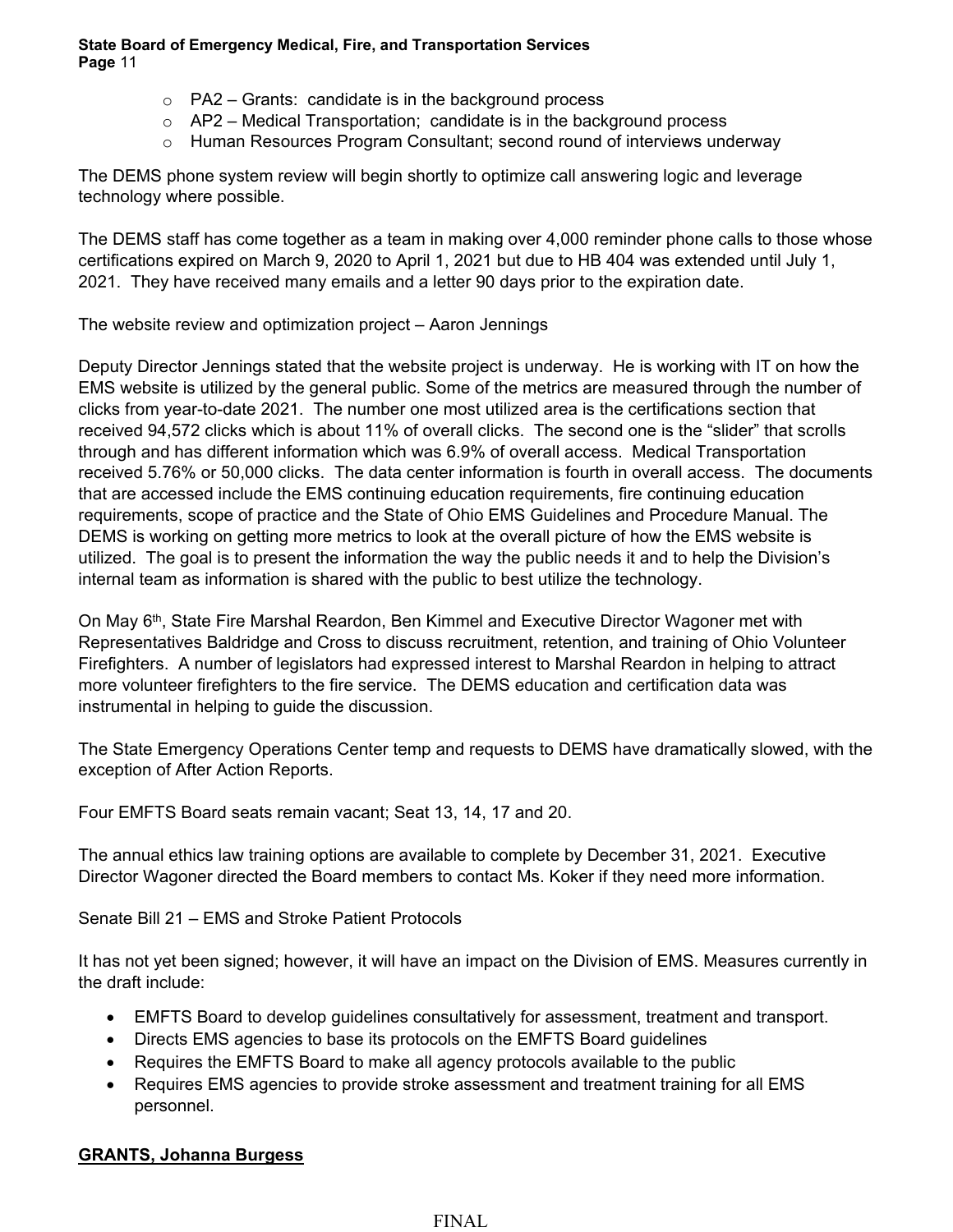- PA2 – Grants: candidate is in the background process
- AP2 – Medical Transportation; candidate is in the background process
- Human Resources Program Consultant; second round of interviews underway

The DEMS phone system review will begin shortly to optimize call answering logic and leverage technology where possible.

The DEMS staff has come together as a team in making over 4,000 reminder phone calls to those whose certifications expired on March 9, 2020 to April 1, 2021 but due to HB 404 was extended until July 1, 2021. They have received many emails and a letter 90 days prior to the expiration date.

The website review and optimization project – Aaron Jennings

Deputy Director Jennings stated that the website project is underway. He is working with IT on how the EMS website is utilized by the general public. Some of the metrics are measured through the number of clicks from year-to-date 2021. The number one most utilized area is the certifications section that received 94,572 clicks which is about 11% of overall clicks. The second one is the "slider" that scrolls through and has different information which was 6.9% of overall access. Medical Transportation received 5.76% or 50,000 clicks. The data center information is fourth in overall access. The documents that are accessed include the EMS continuing education requirements, fire continuing education requirements, scope of practice and the State of Ohio EMS Guidelines and Procedure Manual. The DEMS is working on getting more metrics to look at the overall picture of how the EMS website is utilized. The goal is to present the information the way the public needs it and to help the Division's internal team as information is shared with the public to best utilize the technology.

On May 6th, State Fire Marshal Reardon, Ben Kimmel and Executive Director Wagoner met with Representatives Baldridge and Cross to discuss recruitment, retention, and training of Ohio Volunteer Firefighters. A number of legislators had expressed interest to Marshal Reardon in helping to attract more volunteer firefighters to the fire service. The DEMS education and certification data was instrumental in helping to guide the discussion.

The State Emergency Operations Center temp and requests to DEMS have dramatically slowed, with the exception of After Action Reports.

Four EMFTS Board seats remain vacant; Seat 13, 14, 17 and 20.

The annual ethics law training options are available to complete by December 31, 2021. Executive Director Wagoner directed the Board members to contact Ms. Koker if they need more information.

Senate Bill 21 – EMS and Stroke Patient Protocols

It has not yet been signed; however, it will have an impact on the Division of EMS. Measures currently in the draft include:

- EMFTS Board to develop guidelines consultatively for assessment, treatment and transport.
- Directs EMS agencies to base its protocols on the EMFTS Board guidelines
- Requires the EMFTS Board to make all agency protocols available to the public
- Requires EMS agencies to provide stroke assessment and treatment training for all EMS personnel.

**GRANTS, Johanna Burgess**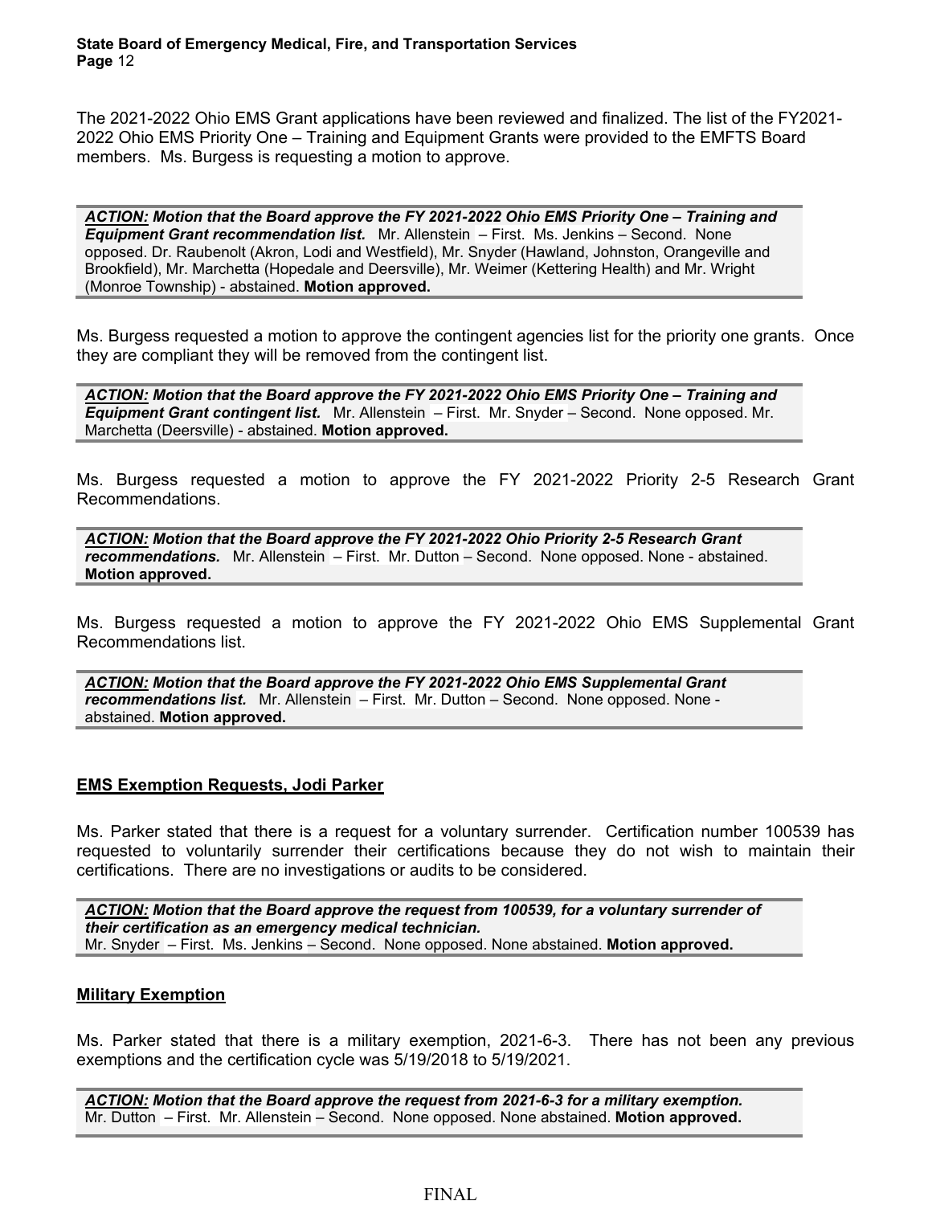The 2021-2022 Ohio EMS Grant applications have been reviewed and finalized. The list of the FY2021-2022 Ohio EMS Priority One – Training and Equipment Grants were provided to the EMFTS Board members. Ms. Burgess is requesting a motion to approve.

> ***ACTION:*** ***Motion that the Board approve the FY 2021-2022 Ohio EMS Priority One – Training and Equipment Grant recommendation list.*** Mr. Allenstein – First. Ms. Jenkins – Second. None opposed. Dr. Raubenolt (Akron, Lodi and Westfield), Mr. Snyder (Hawland, Johnston, Orangeville and Brookfield), Mr. Marchetta (Hopedale and Deersville), Mr. Weimer (Kettering Health) and Mr. Wright (Monroe Township) - abstained. **Motion approved.**

Ms. Burgess requested a motion to approve the contingent agencies list for the priority one grants. Once they are compliant they will be removed from the contingent list.

> ***ACTION:*** ***Motion that the Board approve the FY 2021-2022 Ohio EMS Priority One – Training and Equipment Grant contingent list.*** Mr. Allenstein – First. Mr. Snyder – Second. None opposed. Mr. Marchetta (Deersville) - abstained. **Motion approved.**

Ms. Burgess requested a motion to approve the FY 2021-2022 Priority 2-5 Research Grant Recommendations.

> ***ACTION:*** ***Motion that the Board approve the FY 2021-2022 Ohio Priority 2-5 Research Grant recommendations.*** Mr. Allenstein – First. Mr. Dutton – Second. None opposed. None - abstained. **Motion approved.**

Ms. Burgess requested a motion to approve the FY 2021-2022 Ohio EMS Supplemental Grant Recommendations list.

> ***ACTION:*** ***Motion that the Board approve the FY 2021-2022 Ohio EMS Supplemental Grant recommendations list.*** Mr. Allenstein – First. Mr. Dutton – Second. None opposed. None - abstained. **Motion approved.**

**EMS Exemption Requests, Jodi Parker**

Ms. Parker stated that there is a request for a voluntary surrender. Certification number 100539 has requested to voluntarily surrender their certifications because they do not wish to maintain their certifications. There are no investigations or audits to be considered.

> ***ACTION:*** ***Motion that the Board approve the request from 100539, for a voluntary surrender of their certification as an emergency medical technician.***
> Mr. Snyder – First. Ms. Jenkins – Second. None opposed. None abstained. **Motion approved.**

**Military Exemption**

Ms. Parker stated that there is a military exemption, 2021-6-3. There has not been any previous exemptions and the certification cycle was 5/19/2018 to 5/19/2021.

> ***ACTION:*** ***Motion that the Board approve the request from 2021-6-3 for a military exemption.***
> Mr. Dutton – First. Mr. Allenstein – Second. None opposed. None abstained. **Motion approved.**

FINAL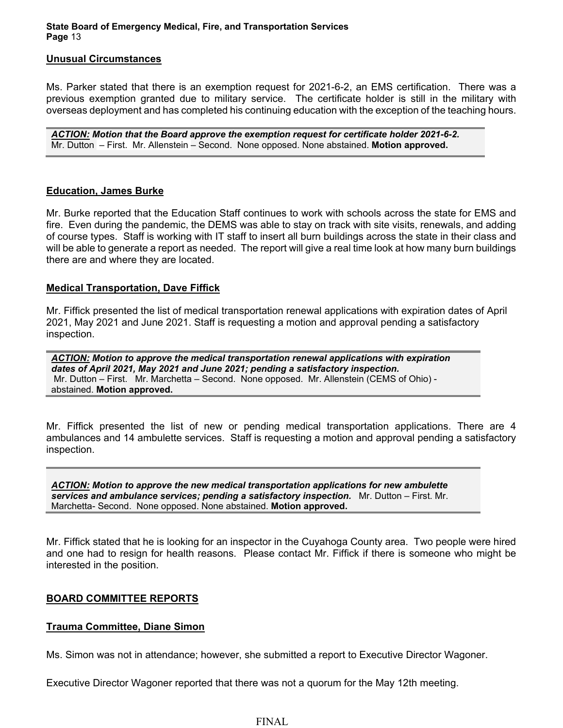## Unusual Circumstances

Ms. Parker stated that there is an exemption request for 2021-6-2, an EMS certification. There was a previous exemption granted due to military service. The certificate holder is still in the military with overseas deployment and has completed his continuing education with the exception of the teaching hours.

> ***ACTION:*** ***Motion that the Board approve the exemption request for certificate holder 2021-6-2.***
> Mr. Dutton – First. Mr. Allenstein – Second. None opposed. None abstained. **Motion approved.**

## Education, James Burke

Mr. Burke reported that the Education Staff continues to work with schools across the state for EMS and fire. Even during the pandemic, the DEMS was able to stay on track with site visits, renewals, and adding of course types. Staff is working with IT staff to insert all burn buildings across the state in their class and will be able to generate a report as needed. The report will give a real time look at how many burn buildings there are and where they are located.

## Medical Transportation, Dave Fiffick

Mr. Fiffick presented the list of medical transportation renewal applications with expiration dates of April 2021, May 2021 and June 2021. Staff is requesting a motion and approval pending a satisfactory inspection.

> ***ACTION:*** ***Motion to approve the medical transportation renewal applications with expiration dates of April 2021, May 2021 and June 2021; pending a satisfactory inspection.***
> Mr. Dutton – First. Mr. Marchetta – Second. None opposed. Mr. Allenstein (CEMS of Ohio) - abstained. **Motion approved.**

Mr. Fiffick presented the list of new or pending medical transportation applications. There are 4 ambulances and 14 ambulette services. Staff is requesting a motion and approval pending a satisfactory inspection.

> ***ACTION:*** ***Motion to approve the new medical transportation applications for new ambulette services and ambulance services; pending a satisfactory inspection.*** Mr. Dutton – First. Mr. Marchetta- Second. None opposed. None abstained. **Motion approved.**

Mr. Fiffick stated that he is looking for an inspector in the Cuyahoga County area. Two people were hired and one had to resign for health reasons. Please contact Mr. Fiffick if there is someone who might be interested in the position.

## BOARD COMMITTEE REPORTS

## Trauma Committee, Diane Simon

Ms. Simon was not in attendance; however, she submitted a report to Executive Director Wagoner.

Executive Director Wagoner reported that there was not a quorum for the May 12th meeting.

FINAL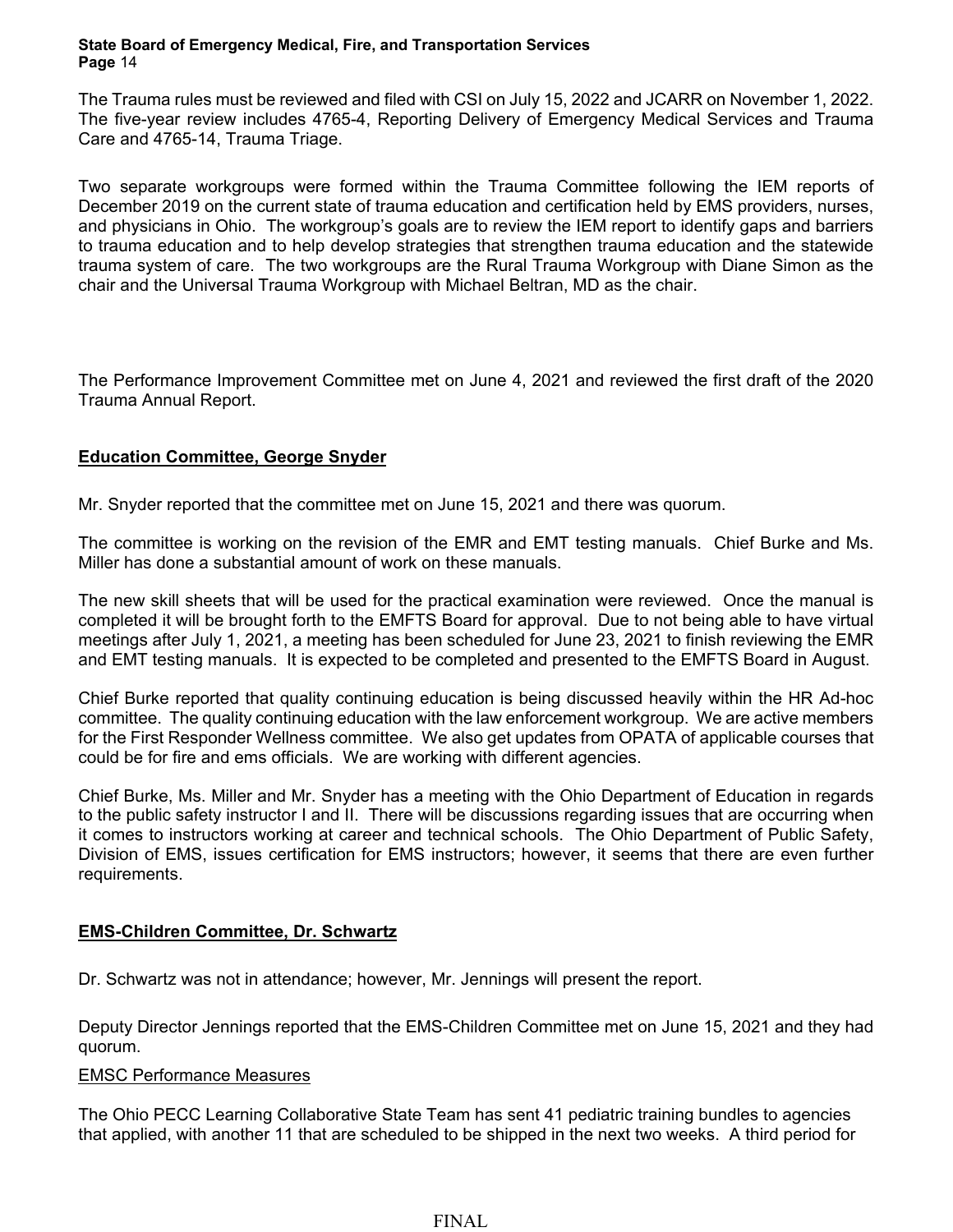The Trauma rules must be reviewed and filed with CSI on July 15, 2022 and JCARR on November 1, 2022. The five-year review includes 4765-4, Reporting Delivery of Emergency Medical Services and Trauma Care and 4765-14, Trauma Triage.

Two separate workgroups were formed within the Trauma Committee following the IEM reports of December 2019 on the current state of trauma education and certification held by EMS providers, nurses, and physicians in Ohio. The workgroup's goals are to review the IEM report to identify gaps and barriers to trauma education and to help develop strategies that strengthen trauma education and the statewide trauma system of care. The two workgroups are the Rural Trauma Workgroup with Diane Simon as the chair and the Universal Trauma Workgroup with Michael Beltran, MD as the chair.

The Performance Improvement Committee met on June 4, 2021 and reviewed the first draft of the 2020 Trauma Annual Report.

**Education Committee, George Snyder**

Mr. Snyder reported that the committee met on June 15, 2021 and there was quorum.

The committee is working on the revision of the EMR and EMT testing manuals. Chief Burke and Ms. Miller has done a substantial amount of work on these manuals.

The new skill sheets that will be used for the practical examination were reviewed. Once the manual is completed it will be brought forth to the EMFTS Board for approval. Due to not being able to have virtual meetings after July 1, 2021, a meeting has been scheduled for June 23, 2021 to finish reviewing the EMR and EMT testing manuals. It is expected to be completed and presented to the EMFTS Board in August.

Chief Burke reported that quality continuing education is being discussed heavily within the HR Ad-hoc committee. The quality continuing education with the law enforcement workgroup. We are active members for the First Responder Wellness committee. We also get updates from OPATA of applicable courses that could be for fire and ems officials. We are working with different agencies.

Chief Burke, Ms. Miller and Mr. Snyder has a meeting with the Ohio Department of Education in regards to the public safety instructor I and II. There will be discussions regarding issues that are occurring when it comes to instructors working at career and technical schools. The Ohio Department of Public Safety, Division of EMS, issues certification for EMS instructors; however, it seems that there are even further requirements.

**EMS-Children Committee, Dr. Schwartz**

Dr. Schwartz was not in attendance; however, Mr. Jennings will present the report.

Deputy Director Jennings reported that the EMS-Children Committee met on June 15, 2021 and they had quorum.

EMSC Performance Measures

The Ohio PECC Learning Collaborative State Team has sent 41 pediatric training bundles to agencies that applied, with another 11 that are scheduled to be shipped in the next two weeks. A third period for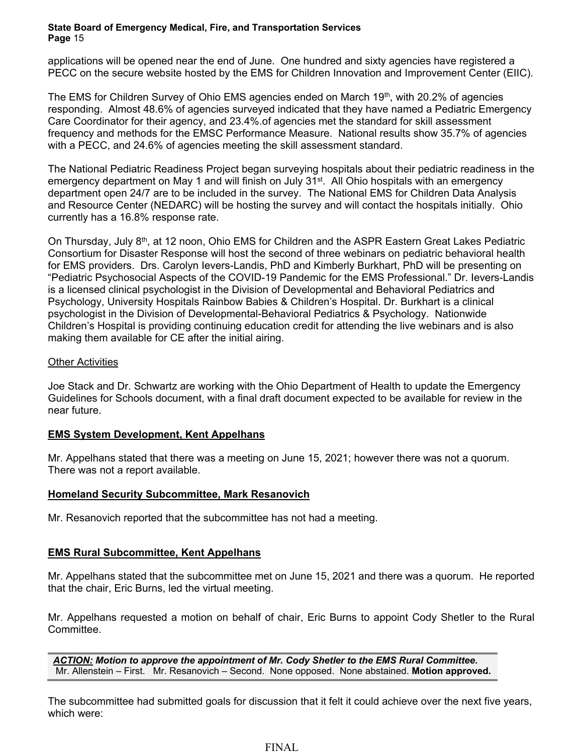applications will be opened near the end of June. One hundred and sixty agencies have registered a PECC on the secure website hosted by the EMS for Children Innovation and Improvement Center (EIIC).

The EMS for Children Survey of Ohio EMS agencies ended on March 19th, with 20.2% of agencies responding. Almost 48.6% of agencies surveyed indicated that they have named a Pediatric Emergency Care Coordinator for their agency, and 23.4%.of agencies met the standard for skill assessment frequency and methods for the EMSC Performance Measure. National results show 35.7% of agencies with a PECC, and 24.6% of agencies meeting the skill assessment standard.

The National Pediatric Readiness Project began surveying hospitals about their pediatric readiness in the emergency department on May 1 and will finish on July 31st. All Ohio hospitals with an emergency department open 24/7 are to be included in the survey. The National EMS for Children Data Analysis and Resource Center (NEDARC) will be hosting the survey and will contact the hospitals initially. Ohio currently has a 16.8% response rate.

On Thursday, July 8th, at 12 noon, Ohio EMS for Children and the ASPR Eastern Great Lakes Pediatric Consortium for Disaster Response will host the second of three webinars on pediatric behavioral health for EMS providers. Drs. Carolyn Ievers-Landis, PhD and Kimberly Burkhart, PhD will be presenting on "Pediatric Psychosocial Aspects of the COVID-19 Pandemic for the EMS Professional." Dr. Ievers-Landis is a licensed clinical psychologist in the Division of Developmental and Behavioral Pediatrics and Psychology, University Hospitals Rainbow Babies & Children's Hospital. Dr. Burkhart is a clinical psychologist in the Division of Developmental-Behavioral Pediatrics & Psychology. Nationwide Children's Hospital is providing continuing education credit for attending the live webinars and is also making them available for CE after the initial airing.

<u>Other Activities</u>

Joe Stack and Dr. Schwartz are working with the Ohio Department of Health to update the Emergency Guidelines for Schools document, with a final draft document expected to be available for review in the near future.

**<u>EMS System Development, Kent Appelhans</u>**

Mr. Appelhans stated that there was a meeting on June 15, 2021; however there was not a quorum. There was not a report available.

**<u>Homeland Security Subcommittee, Mark Resanovich</u>**

Mr. Resanovich reported that the subcommittee has not had a meeting.

**<u>EMS Rural Subcommittee, Kent Appelhans</u>**

Mr. Appelhans stated that the subcommittee met on June 15, 2021 and there was a quorum. He reported that the chair, Eric Burns, led the virtual meeting.

Mr. Appelhans requested a motion on behalf of chair, Eric Burns to appoint Cody Shetler to the Rural Committee.

***<u>ACTION:</u> Motion to approve the appointment of Mr. Cody Shetler to the EMS Rural Committee.***
Mr. Allenstein – First. Mr. Resanovich – Second. None opposed. None abstained. **Motion approved.**

The subcommittee had submitted goals for discussion that it felt it could achieve over the next five years, which were: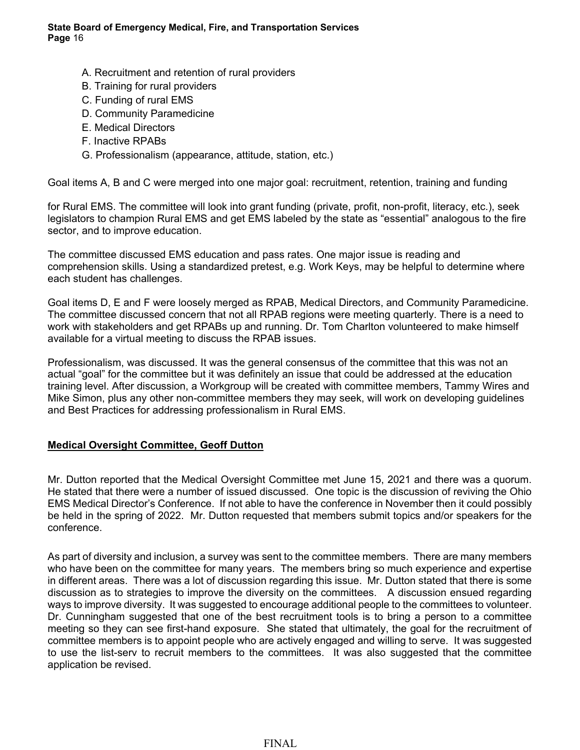A. Recruitment and retention of rural providers
B. Training for rural providers
C. Funding of rural EMS
D. Community Paramedicine
E. Medical Directors
F. Inactive RPABs
G. Professionalism (appearance, attitude, station, etc.)

Goal items A, B and C were merged into one major goal: recruitment, retention, training and funding

for Rural EMS. The committee will look into grant funding (private, profit, non-profit, literacy, etc.), seek legislators to champion Rural EMS and get EMS labeled by the state as "essential" analogous to the fire sector, and to improve education.

The committee discussed EMS education and pass rates. One major issue is reading and comprehension skills. Using a standardized pretest, e.g. Work Keys, may be helpful to determine where each student has challenges.

Goal items D, E and F were loosely merged as RPAB, Medical Directors, and Community Paramedicine. The committee discussed concern that not all RPAB regions were meeting quarterly. There is a need to work with stakeholders and get RPABs up and running. Dr. Tom Charlton volunteered to make himself available for a virtual meeting to discuss the RPAB issues.

Professionalism, was discussed. It was the general consensus of the committee that this was not an actual "goal" for the committee but it was definitely an issue that could be addressed at the education training level. After discussion, a Workgroup will be created with committee members, Tammy Wires and Mike Simon, plus any other non-committee members they may seek, will work on developing guidelines and Best Practices for addressing professionalism in Rural EMS.

**Medical Oversight Committee, Geoff Dutton**

Mr. Dutton reported that the Medical Oversight Committee met June 15, 2021 and there was a quorum. He stated that there were a number of issued discussed. One topic is the discussion of reviving the Ohio EMS Medical Director's Conference. If not able to have the conference in November then it could possibly be held in the spring of 2022. Mr. Dutton requested that members submit topics and/or speakers for the conference.

As part of diversity and inclusion, a survey was sent to the committee members. There are many members who have been on the committee for many years. The members bring so much experience and expertise in different areas. There was a lot of discussion regarding this issue. Mr. Dutton stated that there is some discussion as to strategies to improve the diversity on the committees. A discussion ensued regarding ways to improve diversity. It was suggested to encourage additional people to the committees to volunteer. Dr. Cunningham suggested that one of the best recruitment tools is to bring a person to a committee meeting so they can see first-hand exposure. She stated that ultimately, the goal for the recruitment of committee members is to appoint people who are actively engaged and willing to serve. It was suggested to use the list-serv to recruit members to the committees. It was also suggested that the committee application be revised.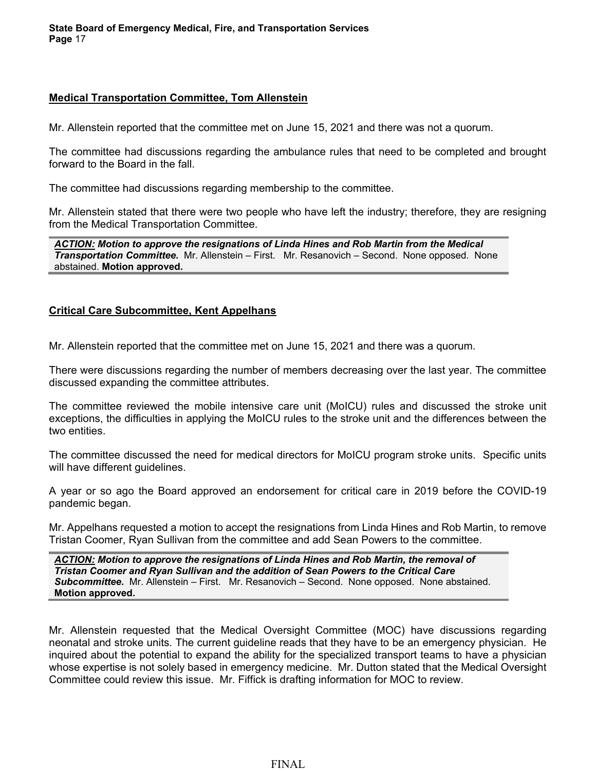**<u>Medical Transportation Committee, Tom Allenstein</u>**

Mr. Allenstein reported that the committee met on June 15, 2021 and there was not a quorum.

The committee had discussions regarding the ambulance rules that need to be completed and brought forward to the Board in the fall.

The committee had discussions regarding membership to the committee.

Mr. Allenstein stated that there were two people who have left the industry; therefore, they are resigning from the Medical Transportation Committee.

> ***<u>ACTION:</u> Motion to approve the resignations of Linda Hines and Rob Martin from the Medical Transportation Committee.*** Mr. Allenstein – First. Mr. Resanovich – Second. None opposed. None abstained. **Motion approved.**

**<u>Critical Care Subcommittee, Kent Appelhans</u>**

Mr. Allenstein reported that the committee met on June 15, 2021 and there was a quorum.

There were discussions regarding the number of members decreasing over the last year. The committee discussed expanding the committee attributes.

The committee reviewed the mobile intensive care unit (MoICU) rules and discussed the stroke unit exceptions, the difficulties in applying the MoICU rules to the stroke unit and the differences between the two entities.

The committee discussed the need for medical directors for MoICU program stroke units. Specific units will have different guidelines.

A year or so ago the Board approved an endorsement for critical care in 2019 before the COVID-19 pandemic began.

Mr. Appelhans requested a motion to accept the resignations from Linda Hines and Rob Martin, to remove Tristan Coomer, Ryan Sullivan from the committee and add Sean Powers to the committee.

> ***<u>ACTION:</u> Motion to approve the resignations of Linda Hines and Rob Martin, the removal of Tristan Coomer and Ryan Sullivan and the addition of Sean Powers to the Critical Care Subcommittee.*** Mr. Allenstein – First. Mr. Resanovich – Second. None opposed. None abstained. **Motion approved.**

Mr. Allenstein requested that the Medical Oversight Committee (MOC) have discussions regarding neonatal and stroke units. The current guideline reads that they have to be an emergency physician. He inquired about the potential to expand the ability for the specialized transport teams to have a physician whose expertise is not solely based in emergency medicine. Mr. Dutton stated that the Medical Oversight Committee could review this issue. Mr. Fiffick is drafting information for MOC to review.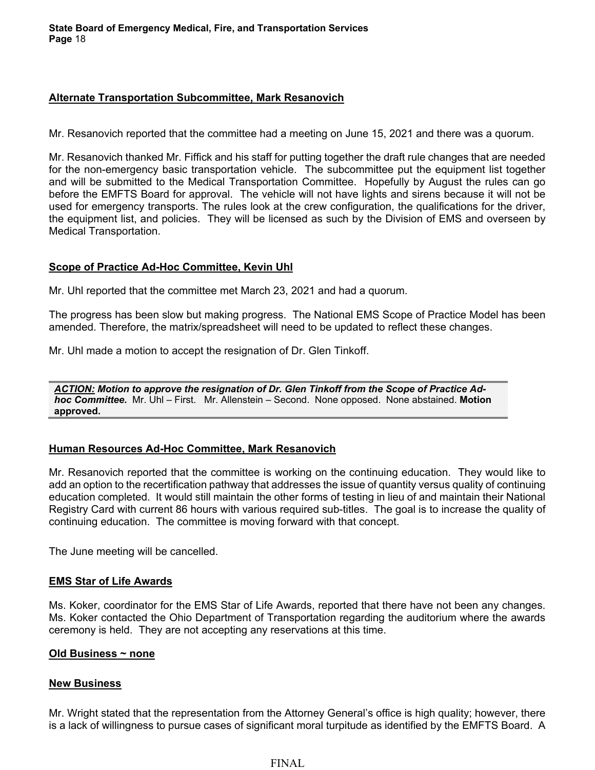**Alternate Transportation Subcommittee, Mark Resanovich**

Mr. Resanovich reported that the committee had a meeting on June 15, 2021 and there was a quorum.

Mr. Resanovich thanked Mr. Fiffick and his staff for putting together the draft rule changes that are needed for the non-emergency basic transportation vehicle. The subcommittee put the equipment list together and will be submitted to the Medical Transportation Committee. Hopefully by August the rules can go before the EMFTS Board for approval. The vehicle will not have lights and sirens because it will not be used for emergency transports. The rules look at the crew configuration, the qualifications for the driver, the equipment list, and policies. They will be licensed as such by the Division of EMS and overseen by Medical Transportation.

**Scope of Practice Ad-Hoc Committee, Kevin Uhl**

Mr. Uhl reported that the committee met March 23, 2021 and had a quorum.

The progress has been slow but making progress. The National EMS Scope of Practice Model has been amended. Therefore, the matrix/spreadsheet will need to be updated to reflect these changes.

Mr. Uhl made a motion to accept the resignation of Dr. Glen Tinkoff.

> ***ACTION:*** ***Motion to approve the resignation of Dr. Glen Tinkoff from the Scope of Practice Ad-hoc Committee.*** Mr. Uhl – First. Mr. Allenstein – Second. None opposed. None abstained. **Motion approved.**

**Human Resources Ad-Hoc Committee, Mark Resanovich**

Mr. Resanovich reported that the committee is working on the continuing education. They would like to add an option to the recertification pathway that addresses the issue of quantity versus quality of continuing education completed. It would still maintain the other forms of testing in lieu of and maintain their National Registry Card with current 86 hours with various required sub-titles. The goal is to increase the quality of continuing education. The committee is moving forward with that concept.

The June meeting will be cancelled.

**EMS Star of Life Awards**

Ms. Koker, coordinator for the EMS Star of Life Awards, reported that there have not been any changes. Ms. Koker contacted the Ohio Department of Transportation regarding the auditorium where the awards ceremony is held. They are not accepting any reservations at this time.

**Old Business ~ none**

**New Business**

Mr. Wright stated that the representation from the Attorney General's office is high quality; however, there is a lack of willingness to pursue cases of significant moral turpitude as identified by the EMFTS Board. A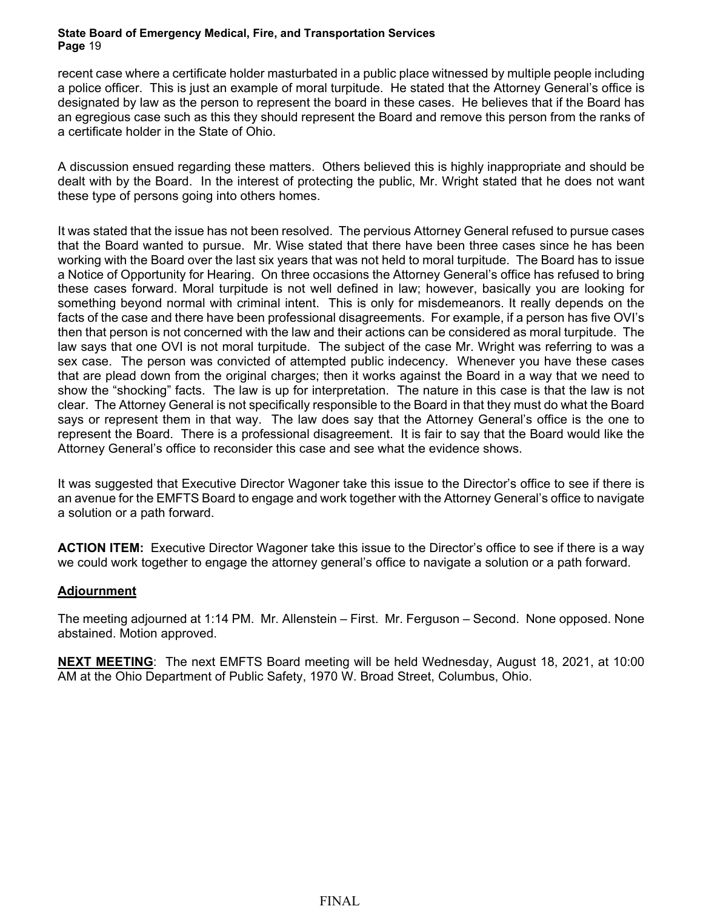recent case where a certificate holder masturbated in a public place witnessed by multiple people including a police officer. This is just an example of moral turpitude. He stated that the Attorney General's office is designated by law as the person to represent the board in these cases. He believes that if the Board has an egregious case such as this they should represent the Board and remove this person from the ranks of a certificate holder in the State of Ohio.

A discussion ensued regarding these matters. Others believed this is highly inappropriate and should be dealt with by the Board. In the interest of protecting the public, Mr. Wright stated that he does not want these type of persons going into others homes.

It was stated that the issue has not been resolved. The pervious Attorney General refused to pursue cases that the Board wanted to pursue. Mr. Wise stated that there have been three cases since he has been working with the Board over the last six years that was not held to moral turpitude. The Board has to issue a Notice of Opportunity for Hearing. On three occasions the Attorney General's office has refused to bring these cases forward. Moral turpitude is not well defined in law; however, basically you are looking for something beyond normal with criminal intent. This is only for misdemeanors. It really depends on the facts of the case and there have been professional disagreements. For example, if a person has five OVI's then that person is not concerned with the law and their actions can be considered as moral turpitude. The law says that one OVI is not moral turpitude. The subject of the case Mr. Wright was referring to was a sex case. The person was convicted of attempted public indecency. Whenever you have these cases that are plead down from the original charges; then it works against the Board in a way that we need to show the "shocking" facts. The law is up for interpretation. The nature in this case is that the law is not clear. The Attorney General is not specifically responsible to the Board in that they must do what the Board says or represent them in that way. The law does say that the Attorney General's office is the one to represent the Board. There is a professional disagreement. It is fair to say that the Board would like the Attorney General's office to reconsider this case and see what the evidence shows.

It was suggested that Executive Director Wagoner take this issue to the Director's office to see if there is an avenue for the EMFTS Board to engage and work together with the Attorney General's office to navigate a solution or a path forward.

**ACTION ITEM:** Executive Director Wagoner take this issue to the Director's office to see if there is a way we could work together to engage the attorney general's office to navigate a solution or a path forward.

## Adjournment

The meeting adjourned at 1:14 PM. Mr. Allenstein – First. Mr. Ferguson – Second. None opposed. None abstained. Motion approved.

**NEXT MEETING**: The next EMFTS Board meeting will be held Wednesday, August 18, 2021, at 10:00 AM at the Ohio Department of Public Safety, 1970 W. Broad Street, Columbus, Ohio.

FINAL